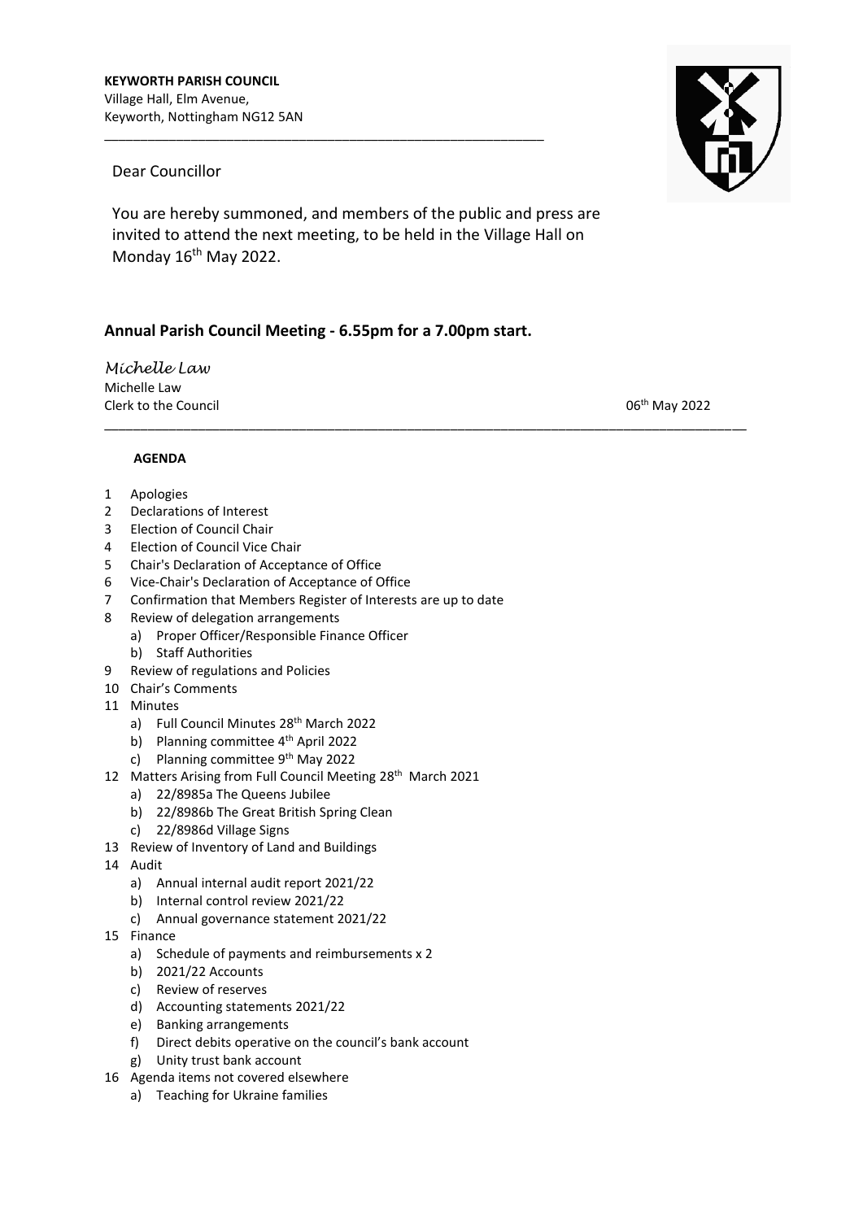**KEYWORTH PARISH COUNCIL**
Village Hall, Elm Avenue,
Keyworth, Nottingham NG12 5AN

Dear Councillor

You are hereby summoned, and members of the public and press are invited to attend the next meeting, to be held in the Village Hall on Monday 16th May 2022.

## Annual Parish Council Meeting - 6.55pm for a 7.00pm start.

*Michelle Law*
Michelle Law
Clerk to the Council

06th May 2022

### AGENDA

1. Apologies
2. Declarations of Interest
3. Election of Council Chair
4. Election of Council Vice Chair
5. Chair's Declaration of Acceptance of Office
6. Vice-Chair's Declaration of Acceptance of Office
7. Confirmation that Members Register of Interests are up to date
8. Review of delegation arrangements
   a) Proper Officer/Responsible Finance Officer
   b) Staff Authorities
9. Review of regulations and Policies
10. Chair's Comments
11. Minutes
    a) Full Council Minutes 28th March 2022
    b) Planning committee 4th April 2022
    c) Planning committee 9th May 2022
12. Matters Arising from Full Council Meeting 28th March 2021
    a) 22/8985a The Queens Jubilee
    b) 22/8986b The Great British Spring Clean
    c) 22/8986d Village Signs
13. Review of Inventory of Land and Buildings
14. Audit
    a) Annual internal audit report 2021/22
    b) Internal control review 2021/22
    c) Annual governance statement 2021/22
15. Finance
    a) Schedule of payments and reimbursements x 2
    b) 2021/22 Accounts
    c) Review of reserves
    d) Accounting statements 2021/22
    e) Banking arrangements
    f) Direct debits operative on the council's bank account
    g) Unity trust bank account
16. Agenda items not covered elsewhere
    a) Teaching for Ukraine families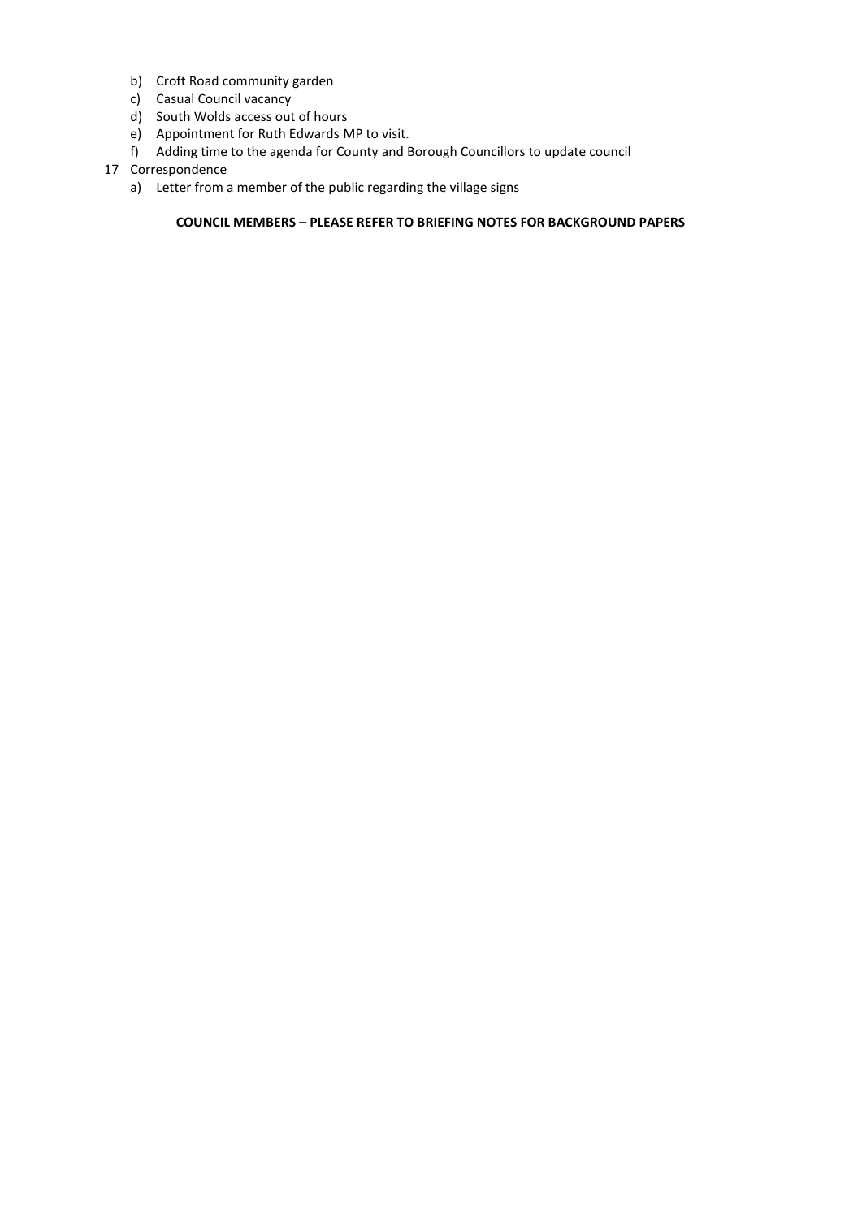- b) Croft Road community garden
- c) Casual Council vacancy
- d) South Wolds access out of hours
- e) Appointment for Ruth Edwards MP to visit.
- f) Adding time to the agenda for County and Borough Councillors to update council

17 Correspondence

- a) Letter from a member of the public regarding the village signs

**COUNCIL MEMBERS – PLEASE REFER TO BRIEFING NOTES FOR BACKGROUND PAPERS**